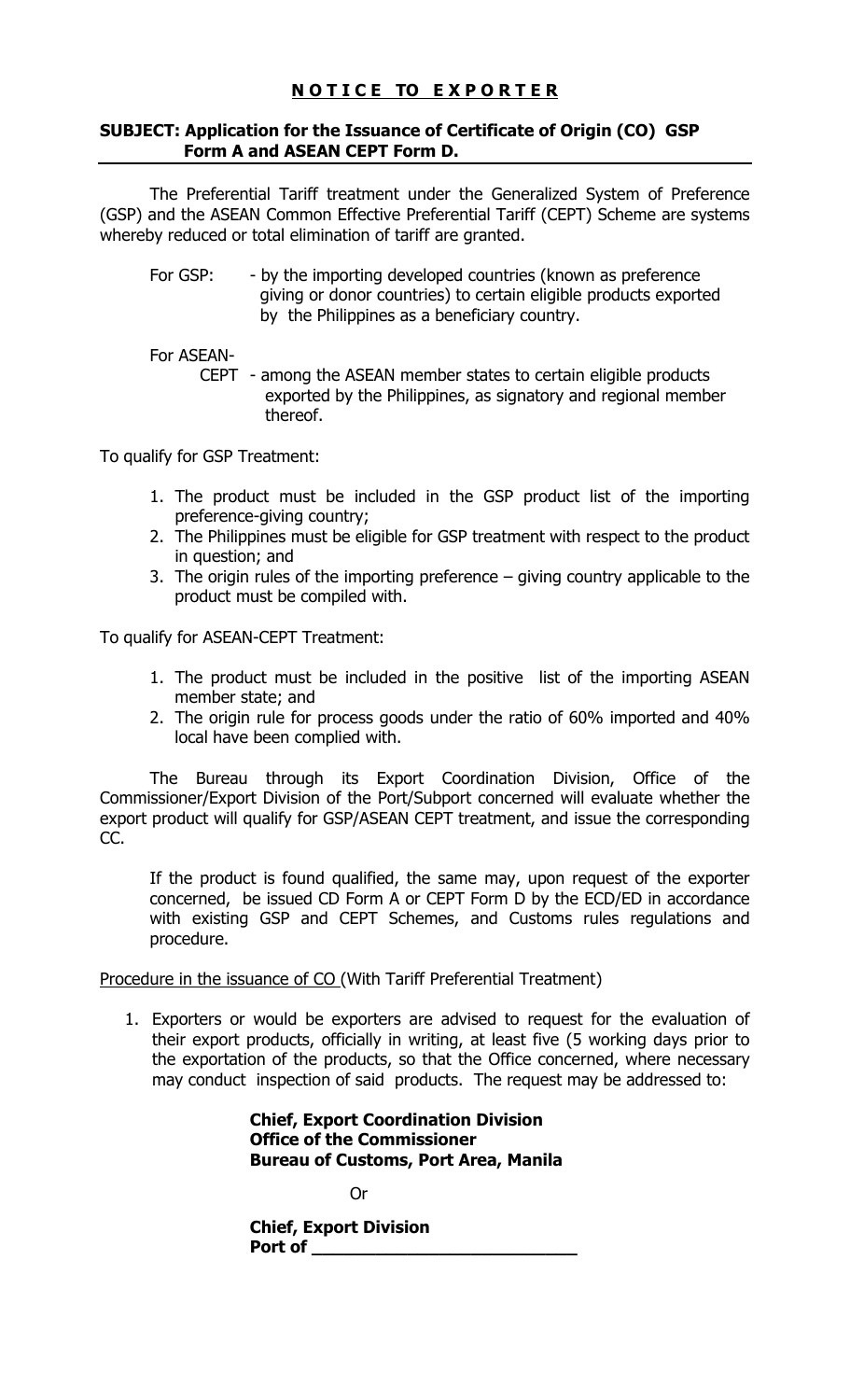# N O T I C E T O E X P O R T E R

**SUBJECT: Application for the Issuance of Certificate of Origin (CO) GSP Form A and ASEAN CEPT Form D.**

The Preferential Tariff treatment under the Generalized System of Preference (GSP) and the ASEAN Common Effective Preferential Tariff (CEPT) Scheme are systems whereby reduced or total elimination of tariff are granted.

For GSP: - by the importing developed countries (known as preference giving or donor countries) to certain eligible products exported by the Philippines as a beneficiary country.

For ASEAN-CEPT - among the ASEAN member states to certain eligible products exported by the Philippines, as signatory and regional member thereof.

To qualify for GSP Treatment:

1. The product must be included in the GSP product list of the importing preference-giving country;
2. The Philippines must be eligible for GSP treatment with respect to the product in question; and
3. The origin rules of the importing preference – giving country applicable to the product must be compiled with.

To qualify for ASEAN-CEPT Treatment:

1. The product must be included in the positive list of the importing ASEAN member state; and
2. The origin rule for process goods under the ratio of 60% imported and 40% local have been complied with.

The Bureau through its Export Coordination Division, Office of the Commissioner/Export Division of the Port/Subport concerned will evaluate whether the export product will qualify for GSP/ASEAN CEPT treatment, and issue the corresponding CC.

If the product is found qualified, the same may, upon request of the exporter concerned, be issued CD Form A or CEPT Form D by the ECD/ED in accordance with existing GSP and CEPT Schemes, and Customs rules regulations and procedure.

Procedure in the issuance of CO (With Tariff Preferential Treatment)

1. Exporters or would be exporters are advised to request for the evaluation of their export products, officially in writing, at least five (5 working days prior to the exportation of the products, so that the Office concerned, where necessary may conduct inspection of said products. The request may be addressed to:

   **Chief, Export Coordination Division**
   **Office of the Commissioner**
   **Bureau of Customs, Port Area, Manila**

   Or

   **Chief, Export Division**
   **Port of \_\_\_\_\_\_\_\_\_\_\_\_\_\_\_\_\_\_\_\_\_\_\_\_\_**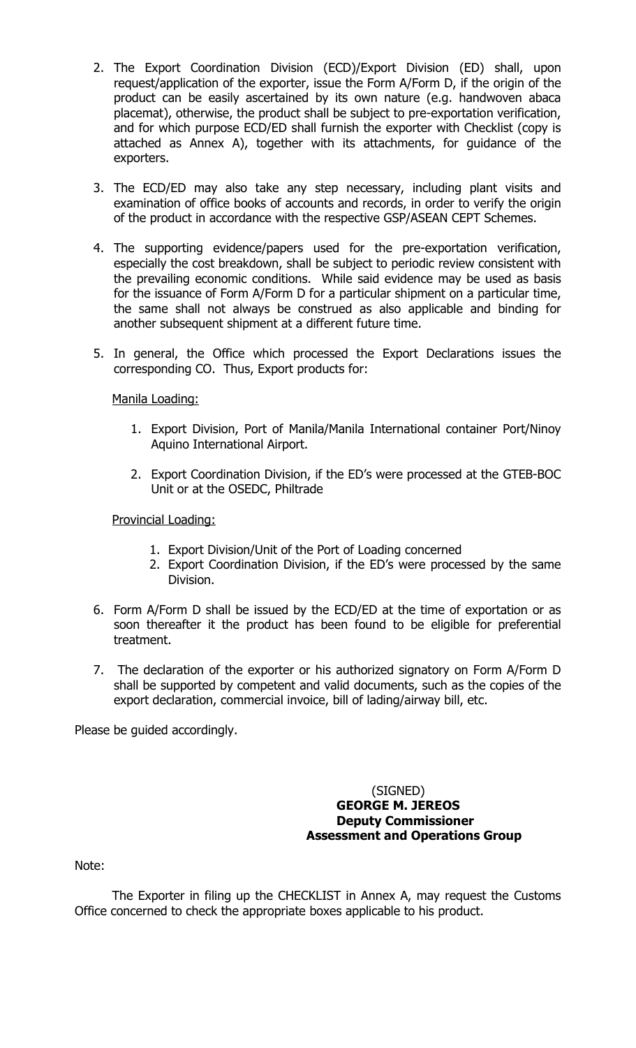2. The Export Coordination Division (ECD)/Export Division (ED) shall, upon request/application of the exporter, issue the Form A/Form D, if the origin of the product can be easily ascertained by its own nature (e.g. handwoven abaca placemat), otherwise, the product shall be subject to pre-exportation verification, and for which purpose ECD/ED shall furnish the exporter with Checklist (copy is attached as Annex A), together with its attachments, for guidance of the exporters.

3. The ECD/ED may also take any step necessary, including plant visits and examination of office books of accounts and records, in order to verify the origin of the product in accordance with the respective GSP/ASEAN CEPT Schemes.

4. The supporting evidence/papers used for the pre-exportation verification, especially the cost breakdown, shall be subject to periodic review consistent with the prevailing economic conditions. While said evidence may be used as basis for the issuance of Form A/Form D for a particular shipment on a particular time, the same shall not always be construed as also applicable and binding for another subsequent shipment at a different future time.

5. In general, the Office which processed the Export Declarations issues the corresponding CO. Thus, Export products for:

   Manila Loading:

   1. Export Division, Port of Manila/Manila International container Port/Ninoy Aquino International Airport.

   2. Export Coordination Division, if the ED's were processed at the GTEB-BOC Unit or at the OSEDC, Philtrade

   Provincial Loading:

   1. Export Division/Unit of the Port of Loading concerned
   2. Export Coordination Division, if the ED's were processed by the same Division.

6. Form A/Form D shall be issued by the ECD/ED at the time of exportation or as soon thereafter it the product has been found to be eligible for preferential treatment.

7. The declaration of the exporter or his authorized signatory on Form A/Form D shall be supported by competent and valid documents, such as the copies of the export declaration, commercial invoice, bill of lading/airway bill, etc.

Please be guided accordingly.

(SIGNED)
**GEORGE M. JEREOS**
**Deputy Commissioner**
**Assessment and Operations Group**

Note:

The Exporter in filing up the CHECKLIST in Annex A, may request the Customs Office concerned to check the appropriate boxes applicable to his product.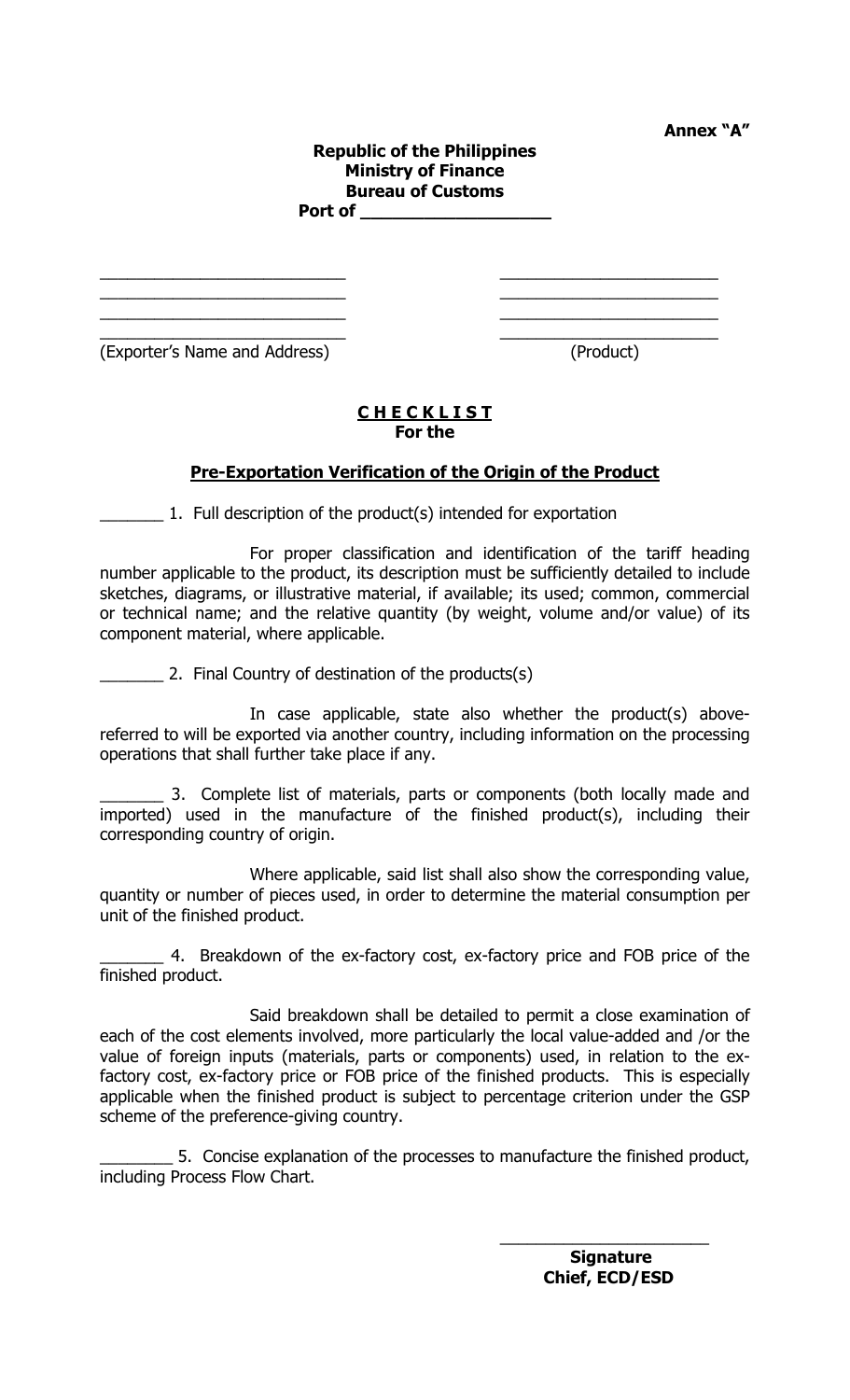**Annex "A"**

**Republic of the Philippines**
**Ministry of Finance**
**Bureau of Customs**
**Port of ____________________**

| ____________________________ | ________________________ |
|---|---|
| ____________________________ | ________________________ |
| ____________________________ | ________________________ |
| ____________________________ | ________________________ |
| (Exporter's Name and Address) | (Product) |

## C H E C K L I S T
### For the

### Pre-Exportation Verification of the Origin of the Product

_______ 1. Full description of the product(s) intended for exportation

For proper classification and identification of the tariff heading number applicable to the product, its description must be sufficiently detailed to include sketches, diagrams, or illustrative material, if available; its used; common, commercial or technical name; and the relative quantity (by weight, volume and/or value) of its component material, where applicable.

_______ 2. Final Country of destination of the products(s)

In case applicable, state also whether the product(s) above-referred to will be exported via another country, including information on the processing operations that shall further take place if any.

_______ 3. Complete list of materials, parts or components (both locally made and imported) used in the manufacture of the finished product(s), including their corresponding country of origin.

Where applicable, said list shall also show the corresponding value, quantity or number of pieces used, in order to determine the material consumption per unit of the finished product.

_______ 4. Breakdown of the ex-factory cost, ex-factory price and FOB price of the finished product.

Said breakdown shall be detailed to permit a close examination of each of the cost elements involved, more particularly the local value-added and /or the value of foreign inputs (materials, parts or components) used, in relation to the ex-factory cost, ex-factory price or FOB price of the finished products. This is especially applicable when the finished product is subject to percentage criterion under the GSP scheme of the preference-giving country.

________ 5. Concise explanation of the processes to manufacture the finished product, including Process Flow Chart.

________________________
**Signature**
**Chief, ECD/ESD**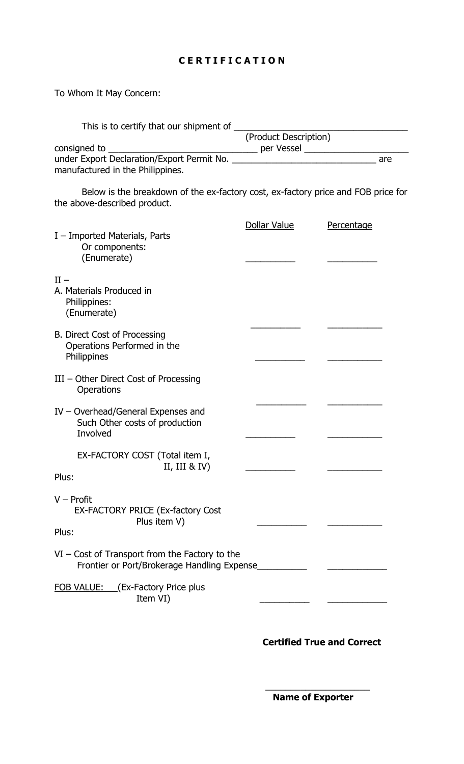# C E R T I F I C A T I O N

To Whom It May Concern:

This is to certify that our shipment of ___________________________________
(Product Description)
consigned to _______________________________ per Vessel _____________________
under Export Declaration/Export Permit No. ______________________________ are manufactured in the Philippines.

Below is the breakdown of the ex-factory cost, ex-factory price and FOB price for the above-described product.

| | Dollar Value | Percentage |
|---|---|---|
| I – Imported Materials, Parts Or components: (Enumerate) | __________ | __________ |
| II – A. Materials Produced in Philippines: (Enumerate) | __________ | __________ |
| B. Direct Cost of Processing Operations Performed in the Philippines | __________ | __________ |
| III – Other Direct Cost of Processing Operations | __________ | __________ |
| IV – Overhead/General Expenses and Such Other costs of production Involved | __________ | __________ |
| EX-FACTORY COST (Total item I, II, III & IV) | __________ | __________ |
| Plus: | | |
| V – Profit EX-FACTORY PRICE (Ex-factory Cost Plus item V) | __________ | __________ |
| Plus: | | |
| VI – Cost of Transport from the Factory to the Frontier or Port/Brokerage Handling Expense | __________ | __________ |
| FOB VALUE: (Ex-Factory Price plus Item VI) | __________ | __________ |

**Certified True and Correct**

____________________
**Name of Exporter**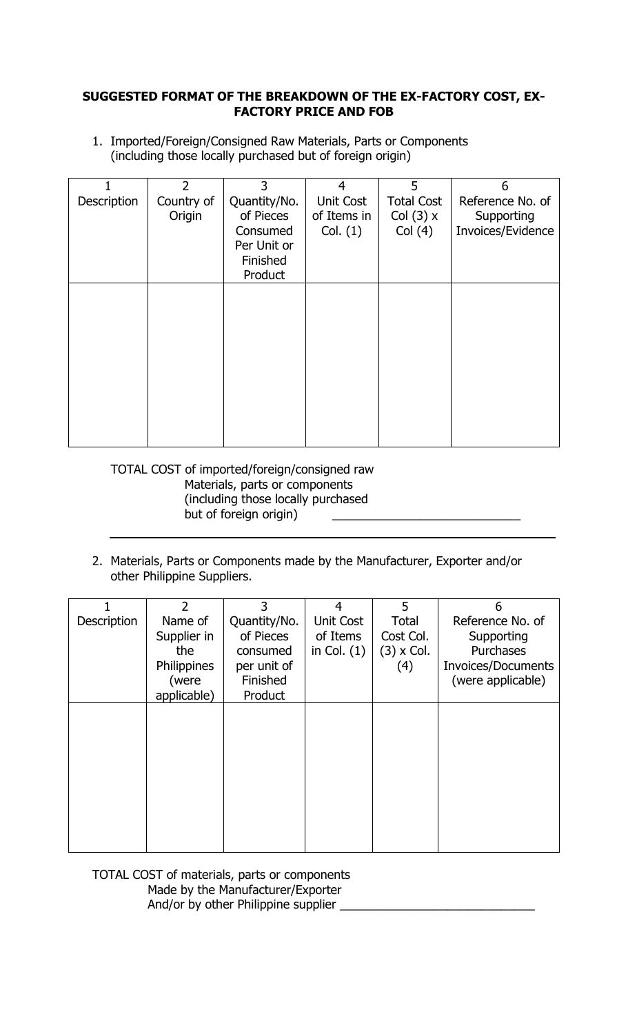## SUGGESTED FORMAT OF THE BREAKDOWN OF THE EX-FACTORY COST, EX-FACTORY PRICE AND FOB

1. Imported/Foreign/Consigned Raw Materials, Parts or Components (including those locally purchased but of foreign origin)

| 1<br>Description | 2<br>Country of Origin | 3<br>Quantity/No. of Pieces Consumed Per Unit or Finished Product | 4<br>Unit Cost of Items in Col. (1) | 5<br>Total Cost Col (3) x Col (4) | 6<br>Reference No. of Supporting Invoices/Evidence |
|---|---|---|---|---|---|
| | | | | | |

TOTAL COST of imported/foreign/consigned raw Materials, parts or components (including those locally purchased but of foreign origin) ____________________________

2. Materials, Parts or Components made by the Manufacturer, Exporter and/or other Philippine Suppliers.

| 1<br>Description | 2<br>Name of Supplier in the Philippines (were applicable) | 3<br>Quantity/No. of Pieces consumed per unit of Finished Product | 4<br>Unit Cost of Items in Col. (1) | 5<br>Total Cost Col. (3) x Col. (4) | 6<br>Reference No. of Supporting Purchases Invoices/Documents (were applicable) |
|---|---|---|---|---|---|
| | | | | | |

TOTAL COST of materials, parts or components Made by the Manufacturer/Exporter And/or by other Philippine supplier ______________________________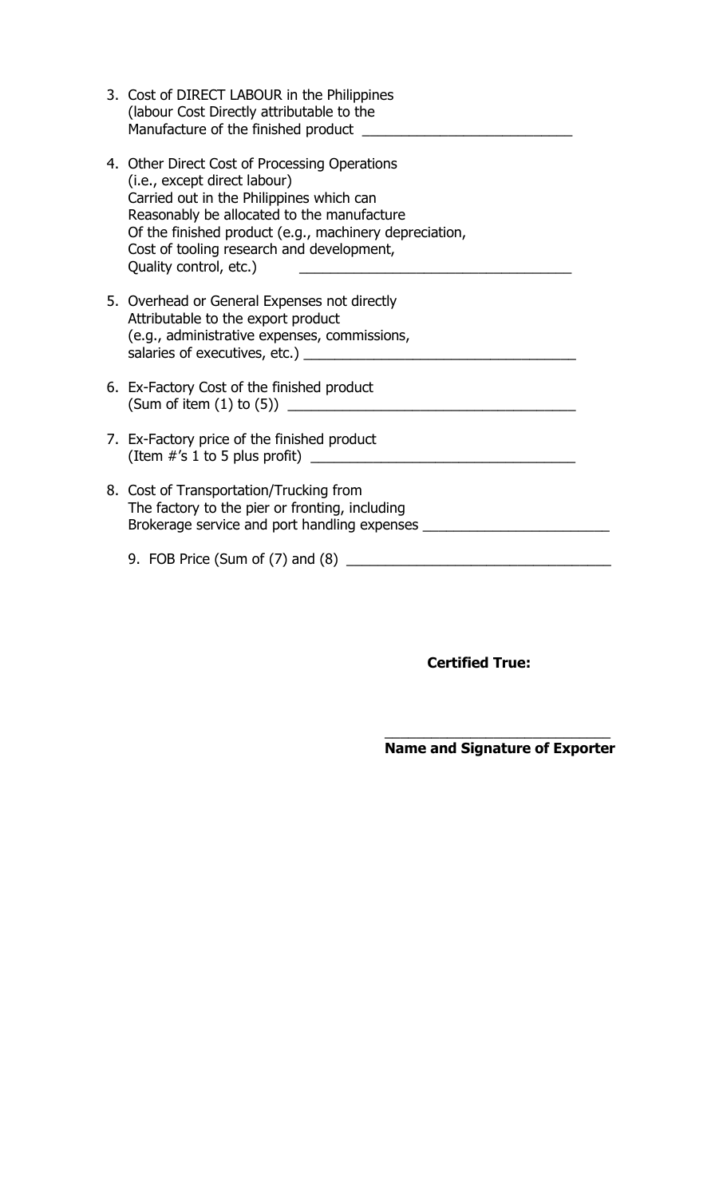3. Cost of DIRECT LABOUR in the Philippines
   (labour Cost Directly attributable to the
   Manufacture of the finished product ___________________________

4. Other Direct Cost of Processing Operations
   (i.e., except direct labour)
   Carried out in the Philippines which can
   Reasonably be allocated to the manufacture
   Of the finished product (e.g., machinery depreciation,
   Cost of tooling research and development,
   Quality control, etc.) ___________________________________

5. Overhead or General Expenses not directly
   Attributable to the export product
   (e.g., administrative expenses, commissions,
   salaries of executives, etc.) ___________________________________

6. Ex-Factory Cost of the finished product
   (Sum of item (1) to (5)) ___________________________________

7. Ex-Factory price of the finished product
   (Item #'s 1 to 5 plus profit) _________________________________

8. Cost of Transportation/Trucking from
   The factory to the pier or fronting, including
   Brokerage service and port handling expenses ________________________

9. FOB Price (Sum of (7) and (8) _________________________________

**Certified True:**

____________________________
**Name and Signature of Exporter**